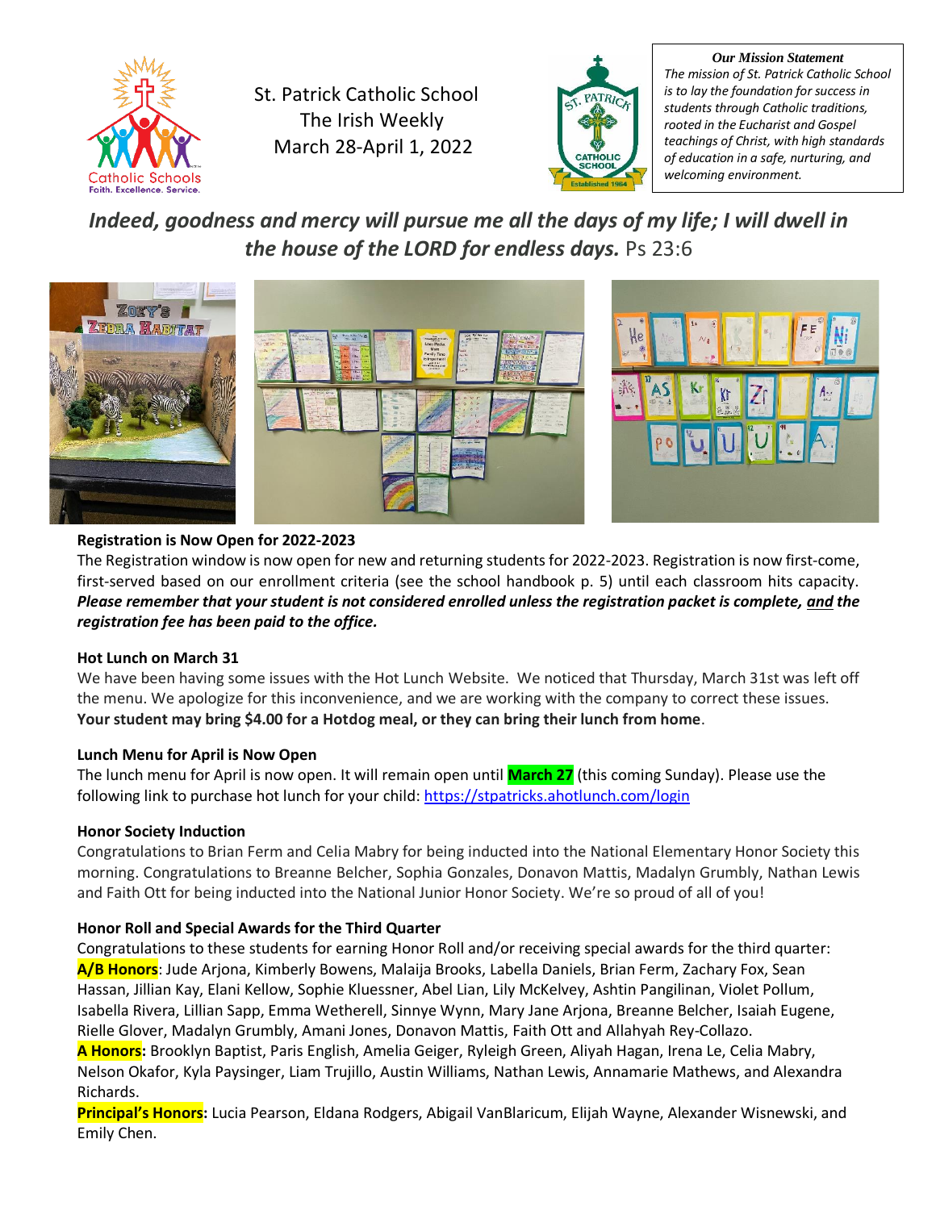St. Patrick Catholic School
The Irish Weekly
March 28-April 1, 2022

**Our Mission Statement**

*The mission of St. Patrick Catholic School is to lay the foundation for success in students through Catholic traditions, rooted in the Eucharist and Gospel teachings of Christ, with high standards of education in a safe, nurturing, and welcoming environment.*

***Indeed, goodness and mercy will pursue me all the days of my life; I will dwell in the house of the LORD for endless days.*** Ps 23:6

**Registration is Now Open for 2022-2023**

The Registration window is now open for new and returning students for 2022-2023. Registration is now first-come, first-served based on our enrollment criteria (see the school handbook p. 5) until each classroom hits capacity. ***Please remember that your student is not considered enrolled unless the registration packet is complete, and the registration fee has been paid to the office.***

**Hot Lunch on March 31**

We have been having some issues with the Hot Lunch Website. We noticed that Thursday, March 31st was left off the menu. We apologize for this inconvenience, and we are working with the company to correct these issues. **Your student may bring $4.00 for a Hotdog meal, or they can bring their lunch from home**.

**Lunch Menu for April is Now Open**

The lunch menu for April is now open. It will remain open until **March 27** (this coming Sunday). Please use the following link to purchase hot lunch for your child: https://stpatricks.ahotlunch.com/login

**Honor Society Induction**

Congratulations to Brian Ferm and Celia Mabry for being inducted into the National Elementary Honor Society this morning. Congratulations to Breanne Belcher, Sophia Gonzales, Donavon Mattis, Madalyn Grumbly, Nathan Lewis and Faith Ott for being inducted into the National Junior Honor Society. We're so proud of all of you!

**Honor Roll and Special Awards for the Third Quarter**

Congratulations to these students for earning Honor Roll and/or receiving special awards for the third quarter:

**A/B Honors**: Jude Arjona, Kimberly Bowens, Malaija Brooks, Labella Daniels, Brian Ferm, Zachary Fox, Sean Hassan, Jillian Kay, Elani Kellow, Sophie Kluessner, Abel Lian, Lily McKelvey, Ashtin Pangilinan, Violet Pollum, Isabella Rivera, Lillian Sapp, Emma Wetherell, Sinnye Wynn, Mary Jane Arjona, Breanne Belcher, Isaiah Eugene, Rielle Glover, Madalyn Grumbly, Amani Jones, Donavon Mattis, Faith Ott and Allahyah Rey-Collazo.

**A Honors:** Brooklyn Baptist, Paris English, Amelia Geiger, Ryleigh Green, Aliyah Hagan, Irena Le, Celia Mabry, Nelson Okafor, Kyla Paysinger, Liam Trujillo, Austin Williams, Nathan Lewis, Annamarie Mathews, and Alexandra Richards.

**Principal's Honors:** Lucia Pearson, Eldana Rodgers, Abigail VanBlaricum, Elijah Wayne, Alexander Wisnewski, and Emily Chen.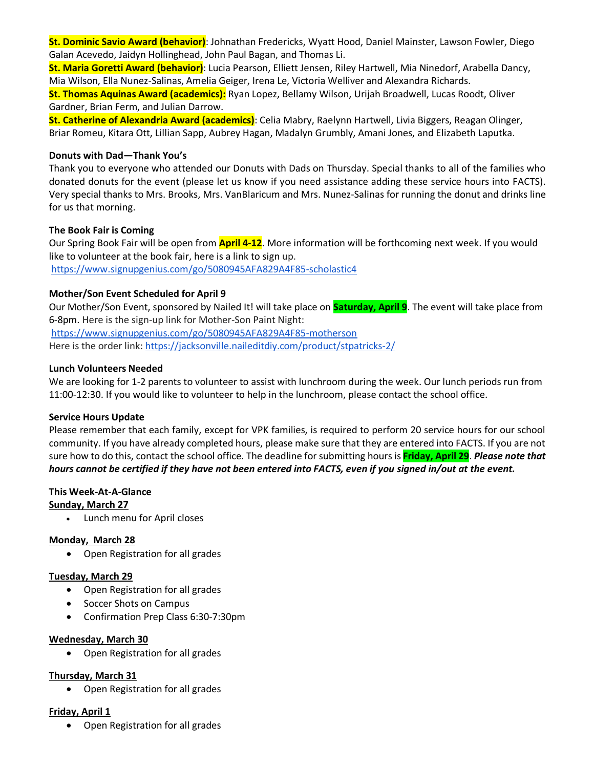**St. Dominic Savio Award (behavior)**: Johnathan Fredericks, Wyatt Hood, Daniel Mainster, Lawson Fowler, Diego Galan Acevedo, Jaidyn Hollinghead, John Paul Bagan, and Thomas Li.

**St. Maria Goretti Award (behavior)**: Lucia Pearson, Elliett Jensen, Riley Hartwell, Mia Ninedorf, Arabella Dancy, Mia Wilson, Ella Nunez-Salinas, Amelia Geiger, Irena Le, Victoria Welliver and Alexandra Richards.

**St. Thomas Aquinas Award (academics):** Ryan Lopez, Bellamy Wilson, Urijah Broadwell, Lucas Roodt, Oliver Gardner, Brian Ferm, and Julian Darrow.

**St. Catherine of Alexandria Award (academics)**: Celia Mabry, Raelynn Hartwell, Livia Biggers, Reagan Olinger, Briar Romeu, Kitara Ott, Lillian Sapp, Aubrey Hagan, Madalyn Grumbly, Amani Jones, and Elizabeth Laputka.

**Donuts with Dad—Thank You's**

Thank you to everyone who attended our Donuts with Dads on Thursday. Special thanks to all of the families who donated donuts for the event (please let us know if you need assistance adding these service hours into FACTS). Very special thanks to Mrs. Brooks, Mrs. VanBlaricum and Mrs. Nunez-Salinas for running the donut and drinks line for us that morning.

**The Book Fair is Coming**

Our Spring Book Fair will be open from **April 4-12**. More information will be forthcoming next week. If you would like to volunteer at the book fair, here is a link to sign up.
https://www.signupgenius.com/go/5080945AFA829A4F85-scholastic4

**Mother/Son Event Scheduled for April 9**

Our Mother/Son Event, sponsored by Nailed It! will take place on **Saturday, April 9**. The event will take place from 6-8pm. Here is the sign-up link for Mother-Son Paint Night:
https://www.signupgenius.com/go/5080945AFA829A4F85-motherson
Here is the order link: https://jacksonville.naileditdiy.com/product/stpatricks-2/

**Lunch Volunteers Needed**

We are looking for 1-2 parents to volunteer to assist with lunchroom during the week. Our lunch periods run from 11:00-12:30. If you would like to volunteer to help in the lunchroom, please contact the school office.

**Service Hours Update**

Please remember that each family, except for VPK families, is required to perform 20 service hours for our school community. If you have already completed hours, please make sure that they are entered into FACTS. If you are not sure how to do this, contact the school office. The deadline for submitting hours is **Friday, April 29**. ***Please note that hours cannot be certified if they have not been entered into FACTS, even if you signed in/out at the event.***

**This Week-At-A-Glance**

**Sunday, March 27**

- Lunch menu for April closes

**Monday, March 28**

- Open Registration for all grades

**Tuesday, March 29**

- Open Registration for all grades
- Soccer Shots on Campus
- Confirmation Prep Class 6:30-7:30pm

**Wednesday, March 30**

- Open Registration for all grades

**Thursday, March 31**

- Open Registration for all grades

**Friday, April 1**

- Open Registration for all grades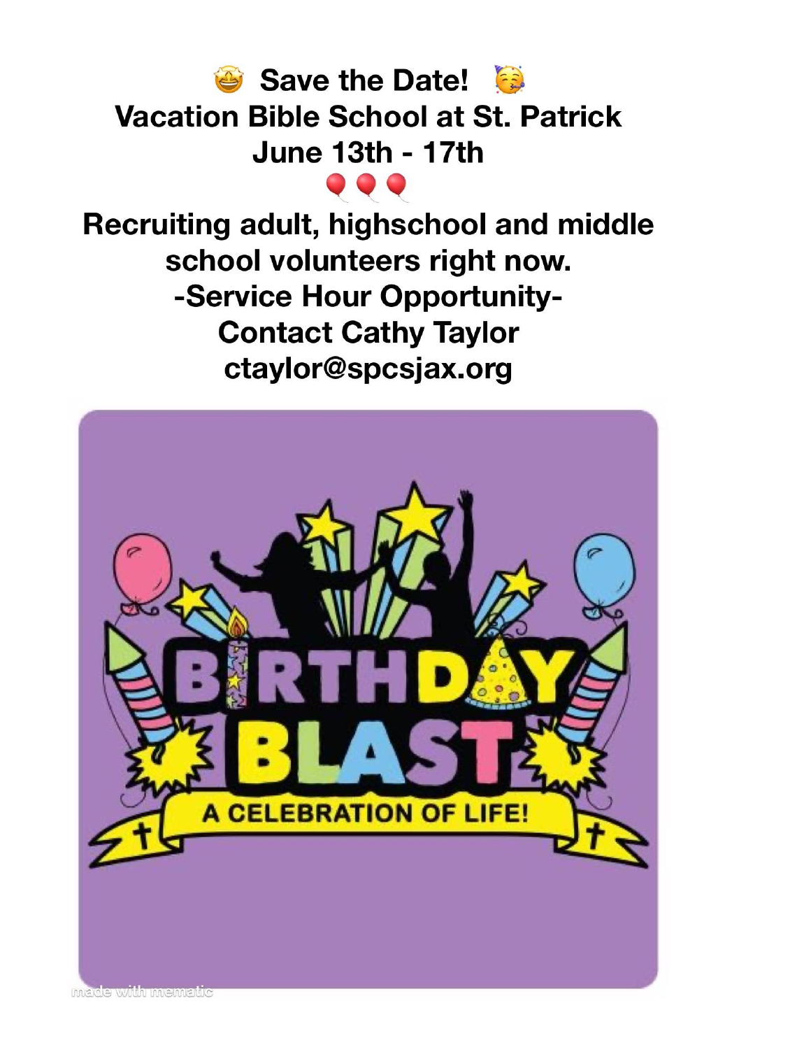🤩 Save the Date! 🥳

**Vacation Bible School at St. Patrick**

**June 13th - 17th**

🎈🎈🎈

**Recruiting adult, highschool and middle school volunteers right now.**

**-Service Hour Opportunity-**

**Contact Cathy Taylor**

**ctaylor@spcsjax.org**

BIRTHDAY BLAST

A CELEBRATION OF LIFE!

made with mematic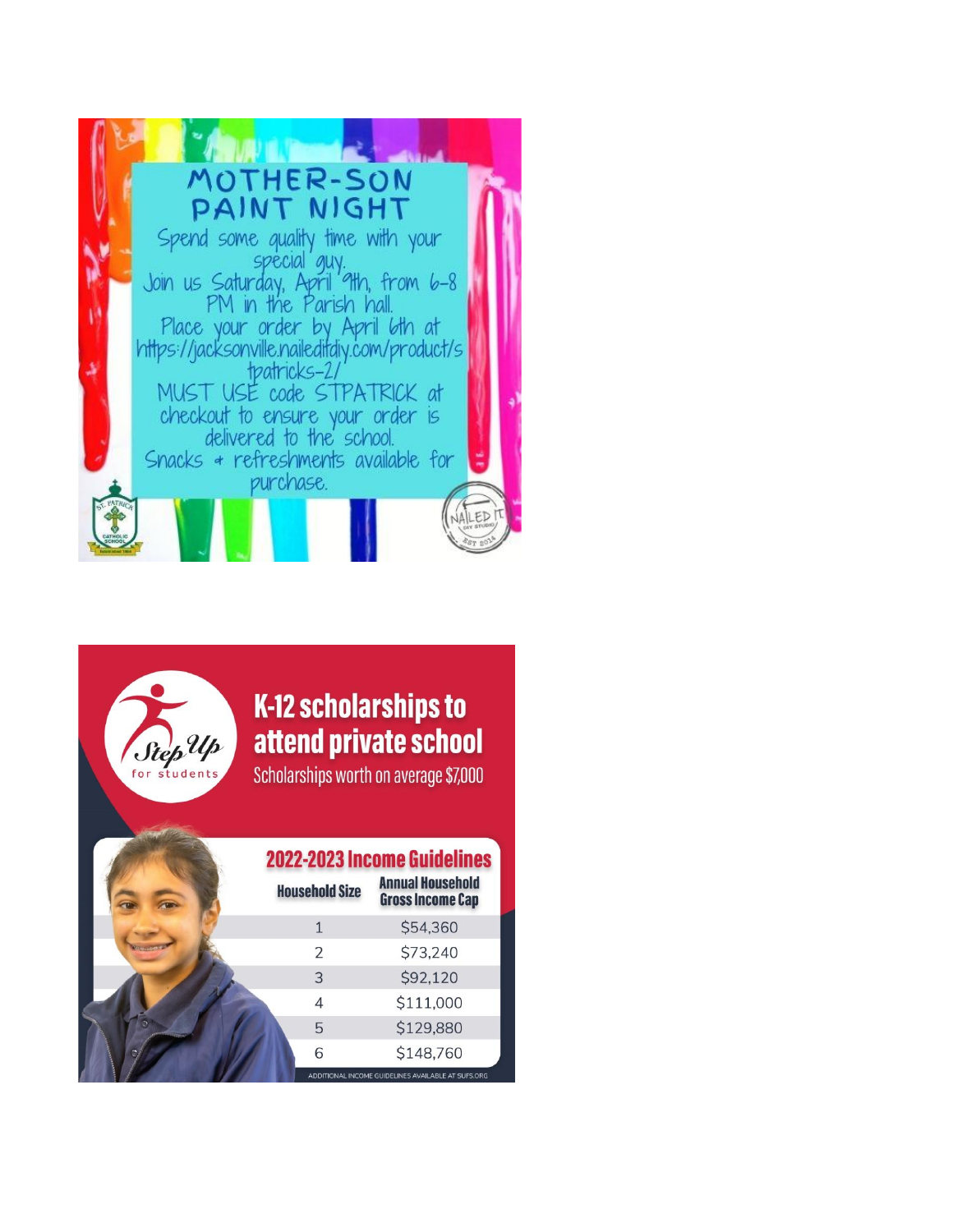# MOTHER-SON PAINT NIGHT

Spend some quality time with your special guy.

Join us Saturday, April 9th, from 6-8 PM in the Parish hall.

Place your order by April 6th at https://jacksonville.naileditdiy.com/product/stpatricks-2/

MUST USE code STPATRICK at checkout to ensure your order is delivered to the school.

Snacks + refreshments available for purchase.

# K-12 scholarships to attend private school

Step Up for students

Scholarships worth on average $7,000

## 2022-2023 Income Guidelines

| Household Size | Annual Household Gross Income Cap |
|---|---|
| 1 | $54,360 |
| 2 | $73,240 |
| 3 | $92,120 |
| 4 | $111,000 |
| 5 | $129,880 |
| 6 | $148,760 |

ADDITIONAL INCOME GUIDELINES AVAILABLE AT SUFS.ORG